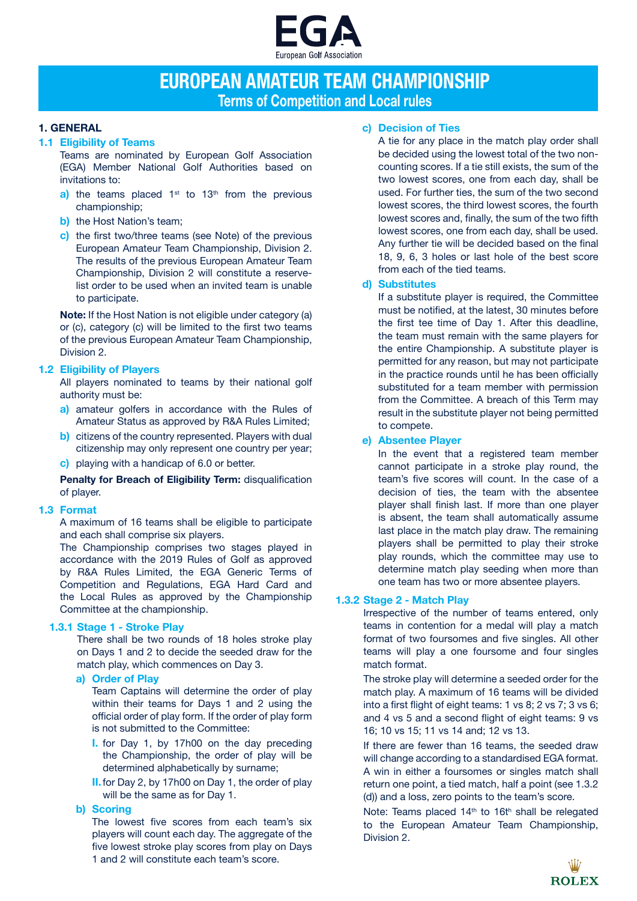# EUROPEAN AMATEUR TEAM CHAMPIONSHIP

## Terms of Competition and Local rules

### 1. GENERAL

#### 1.1 Eligibility of Teams

Teams are nominated by European Golf Association (EGA) Member National Golf Authorities based on invitations to:

- **a)** the teams placed 1st to 13th from the previous championship;
- **b)** the Host Nation's team;
- **c)** the first two/three teams (see Note) of the previous European Amateur Team Championship, Division 2. The results of the previous European Amateur Team Championship, Division 2 will constitute a reserve-list order to be used when an invited team is unable to participate.

**Note:** If the Host Nation is not eligible under category (a) or (c), category (c) will be limited to the first two teams of the previous European Amateur Team Championship, Division 2.

#### 1.2 Eligibility of Players

All players nominated to teams by their national golf authority must be:

- **a)** amateur golfers in accordance with the Rules of Amateur Status as approved by R&A Rules Limited;
- **b)** citizens of the country represented. Players with dual citizenship may only represent one country per year;
- **c)** playing with a handicap of 6.0 or better.

**Penalty for Breach of Eligibility Term:** disqualification of player.

#### 1.3 Format

A maximum of 16 teams shall be eligible to participate and each shall comprise six players.

The Championship comprises two stages played in accordance with the 2019 Rules of Golf as approved by R&A Rules Limited, the EGA Generic Terms of Competition and Regulations, EGA Hard Card and the Local Rules as approved by the Championship Committee at the championship.

##### 1.3.1 Stage 1 - Stroke Play

There shall be two rounds of 18 holes stroke play on Days 1 and 2 to decide the seeded draw for the match play, which commences on Day 3.

**a) Order of Play**

Team Captains will determine the order of play within their teams for Days 1 and 2 using the official order of play form. If the order of play form is not submitted to the Committee:

- **I.** for Day 1, by 17h00 on the day preceding the Championship, the order of play will be determined alphabetically by surname;
- **II.** for Day 2, by 17h00 on Day 1, the order of play will be the same as for Day 1.

**b) Scoring**

The lowest five scores from each team's six players will count each day. The aggregate of the five lowest stroke play scores from play on Days 1 and 2 will constitute each team's score.

**c) Decision of Ties**

A tie for any place in the match play order shall be decided using the lowest total of the two non-counting scores. If a tie still exists, the sum of the two lowest scores, one from each day, shall be used. For further ties, the sum of the two second lowest scores, the third lowest scores, the fourth lowest scores and, finally, the sum of the two fifth lowest scores, one from each day, shall be used. Any further tie will be decided based on the final 18, 9, 6, 3 holes or last hole of the best score from each of the tied teams.

**d) Substitutes**

If a substitute player is required, the Committee must be notified, at the latest, 30 minutes before the first tee time of Day 1. After this deadline, the team must remain with the same players for the entire Championship. A substitute player is permitted for any reason, but may not participate in the practice rounds until he has been officially substituted for a team member with permission from the Committee. A breach of this Term may result in the substitute player not being permitted to compete.

**e) Absentee Player**

In the event that a registered team member cannot participate in a stroke play round, the team's five scores will count. In the case of a decision of ties, the team with the absentee player shall finish last. If more than one player is absent, the team shall automatically assume last place in the match play draw. The remaining players shall be permitted to play their stroke play rounds, which the committee may use to determine match play seeding when more than one team has two or more absentee players.

##### 1.3.2 Stage 2 - Match Play

Irrespective of the number of teams entered, only teams in contention for a medal will play a match format of two foursomes and five singles. All other teams will play a one foursome and four singles match format.

The stroke play will determine a seeded order for the match play. A maximum of 16 teams will be divided into a first flight of eight teams: 1 vs 8; 2 vs 7; 3 vs 6; and 4 vs 5 and a second flight of eight teams: 9 vs 16; 10 vs 15; 11 vs 14 and; 12 vs 13.

If there are fewer than 16 teams, the seeded draw will change according to a standardised EGA format. A win in either a foursomes or singles match shall return one point, a tied match, half a point (see 1.3.2 (d)) and a loss, zero points to the team's score.

Note: Teams placed 14th to 16th shall be relegated to the European Amateur Team Championship, Division 2.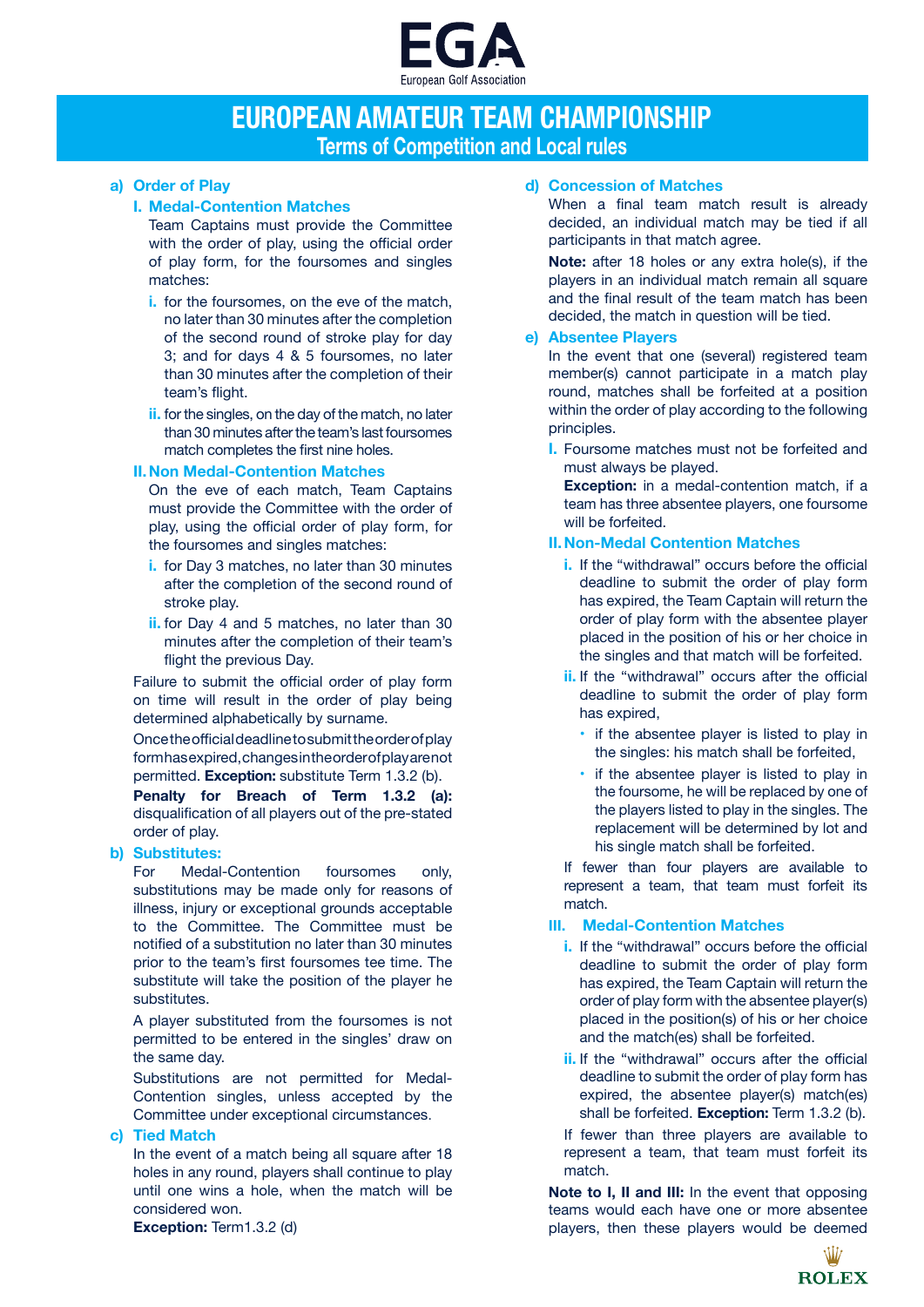# EUROPEAN AMATEUR TEAM CHAMPIONSHIP

## Terms of Competition and Local rules

### a) Order of Play

#### I. Medal-Contention Matches

Team Captains must provide the Committee with the order of play, using the official order of play form, for the foursomes and singles matches:

- **i.** for the foursomes, on the eve of the match, no later than 30 minutes after the completion of the second round of stroke play for day 3; and for days 4 & 5 foursomes, no later than 30 minutes after the completion of their team's flight.
- **ii.** for the singles, on the day of the match, no later than 30 minutes after the team's last foursomes match completes the first nine holes.

#### II. Non Medal-Contention Matches

On the eve of each match, Team Captains must provide the Committee with the order of play, using the official order of play form, for the foursomes and singles matches:

- **i.** for Day 3 matches, no later than 30 minutes after the completion of the second round of stroke play.
- **ii.** for Day 4 and 5 matches, no later than 30 minutes after the completion of their team's flight the previous Day.

Failure to submit the official order of play form on time will result in the order of play being determined alphabetically by surname.

Once the official deadline to submit the order of play form has expired, changes in the order of play are not permitted. **Exception:** substitute Term 1.3.2 (b).

**Penalty for Breach of Term 1.3.2 (a):** disqualification of all players out of the pre-stated order of play.

### b) Substitutes:

For Medal-Contention foursomes only, substitutions may be made only for reasons of illness, injury or exceptional grounds acceptable to the Committee. The Committee must be notified of a substitution no later than 30 minutes prior to the team's first foursomes tee time. The substitute will take the position of the player he substitutes.

A player substituted from the foursomes is not permitted to be entered in the singles' draw on the same day.

Substitutions are not permitted for Medal-Contention singles, unless accepted by the Committee under exceptional circumstances.

### c) Tied Match

In the event of a match being all square after 18 holes in any round, players shall continue to play until one wins a hole, when the match will be considered won.

**Exception:** Term1.3.2 (d)

### d) Concession of Matches

When a final team match result is already decided, an individual match may be tied if all participants in that match agree.

**Note:** after 18 holes or any extra hole(s), if the players in an individual match remain all square and the final result of the team match has been decided, the match in question will be tied.

### e) Absentee Players

In the event that one (several) registered team member(s) cannot participate in a match play round, matches shall be forfeited at a position within the order of play according to the following principles.

**I.** Foursome matches must not be forfeited and must always be played.

**Exception:** in a medal-contention match, if a team has three absentee players, one foursome will be forfeited.

#### II. Non-Medal Contention Matches

- **i.** If the "withdrawal" occurs before the official deadline to submit the order of play form has expired, the Team Captain will return the order of play form with the absentee player placed in the position of his or her choice in the singles and that match will be forfeited.
- **ii.** If the "withdrawal" occurs after the official deadline to submit the order of play form has expired,
  - if the absentee player is listed to play in the singles: his match shall be forfeited,
  - if the absentee player is listed to play in the foursome, he will be replaced by one of the players listed to play in the singles. The replacement will be determined by lot and his single match shall be forfeited.

If fewer than four players are available to represent a team, that team must forfeit its match.

#### III. Medal-Contention Matches

- **i.** If the "withdrawal" occurs before the official deadline to submit the order of play form has expired, the Team Captain will return the order of play form with the absentee player(s) placed in the position(s) of his or her choice and the match(es) shall be forfeited.
- **ii.** If the "withdrawal" occurs after the official deadline to submit the order of play form has expired, the absentee player(s) match(es) shall be forfeited. **Exception:** Term 1.3.2 (b).

If fewer than three players are available to represent a team, that team must forfeit its match.

**Note to I, II and III:** In the event that opposing teams would each have one or more absentee players, then these players would be deemed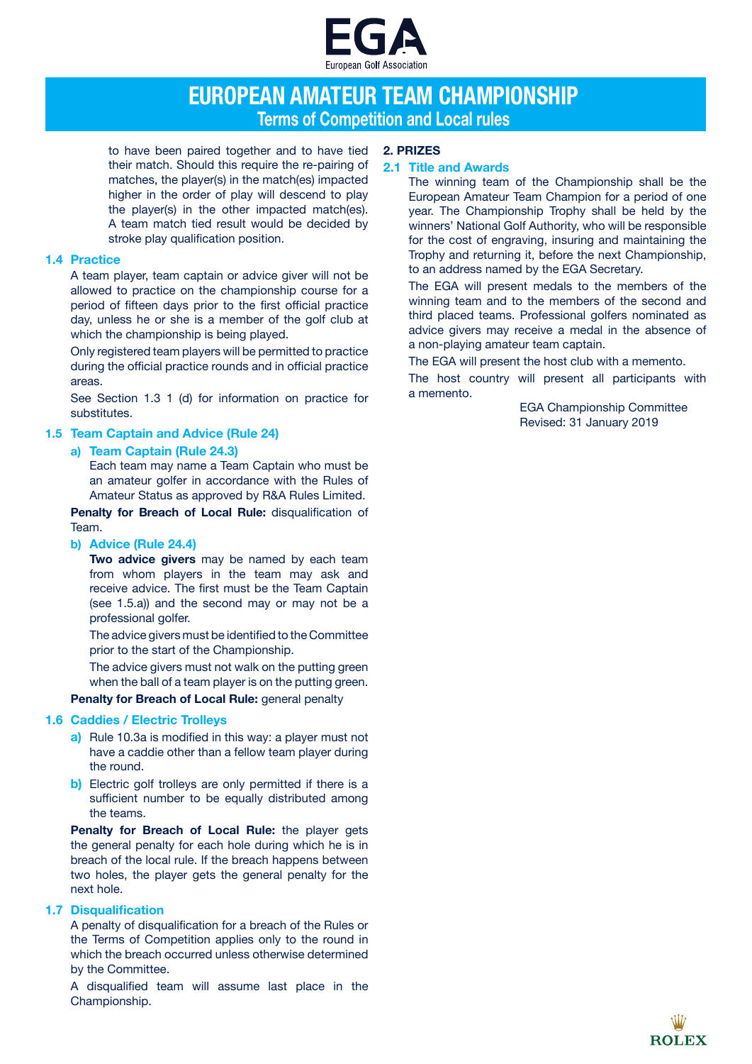to have been paired together and to have tied their match. Should this require the re-pairing of matches, the player(s) in the match(es) impacted higher in the order of play will descend to play the player(s) in the other impacted match(es). A team match tied result would be decided by stroke play qualification position.

### 1.4 Practice

A team player, team captain or advice giver will not be allowed to practice on the championship course for a period of fifteen days prior to the first official practice day, unless he or she is a member of the golf club at which the championship is being played.

Only registered team players will be permitted to practice during the official practice rounds and in official practice areas.

See Section 1.3 1 (d) for information on practice for substitutes.

### 1.5 Team Captain and Advice (Rule 24)

**a) Team Captain (Rule 24.3)**

Each team may name a Team Captain who must be an amateur golfer in accordance with the Rules of Amateur Status as approved by R&A Rules Limited.

**Penalty for Breach of Local Rule:** disqualification of Team.

**b) Advice (Rule 24.4)**

**Two advice givers** may be named by each team from whom players in the team may ask and receive advice. The first must be the Team Captain (see 1.5.a)) and the second may or may not be a professional golfer.

The advice givers must be identified to the Committee prior to the start of the Championship.

The advice givers must not walk on the putting green when the ball of a team player is on the putting green.

**Penalty for Breach of Local Rule:** general penalty

### 1.6 Caddies / Electric Trolleys

a) Rule 10.3a is modified in this way: a player must not have a caddie other than a fellow team player during the round.

b) Electric golf trolleys are only permitted if there is a sufficient number to be equally distributed among the teams.

**Penalty for Breach of Local Rule:** the player gets the general penalty for each hole during which he is in breach of the local rule. If the breach happens between two holes, the player gets the general penalty for the next hole.

### 1.7 Disqualification

A penalty of disqualification for a breach of the Rules or the Terms of Competition applies only to the round in which the breach occurred unless otherwise determined by the Committee.

A disqualified team will assume last place in the Championship.

## 2. PRIZES

### 2.1 Title and Awards

The winning team of the Championship shall be the European Amateur Team Champion for a period of one year. The Championship Trophy shall be held by the winners' National Golf Authority, who will be responsible for the cost of engraving, insuring and maintaining the Trophy and returning it, before the next Championship, to an address named by the EGA Secretary.

The EGA will present medals to the members of the winning team and to the members of the second and third placed teams. Professional golfers nominated as advice givers may receive a medal in the absence of a non-playing amateur team captain.

The EGA will present the host club with a memento.

The host country will present all participants with a memento.

EGA Championship Committee
Revised: 31 January 2019